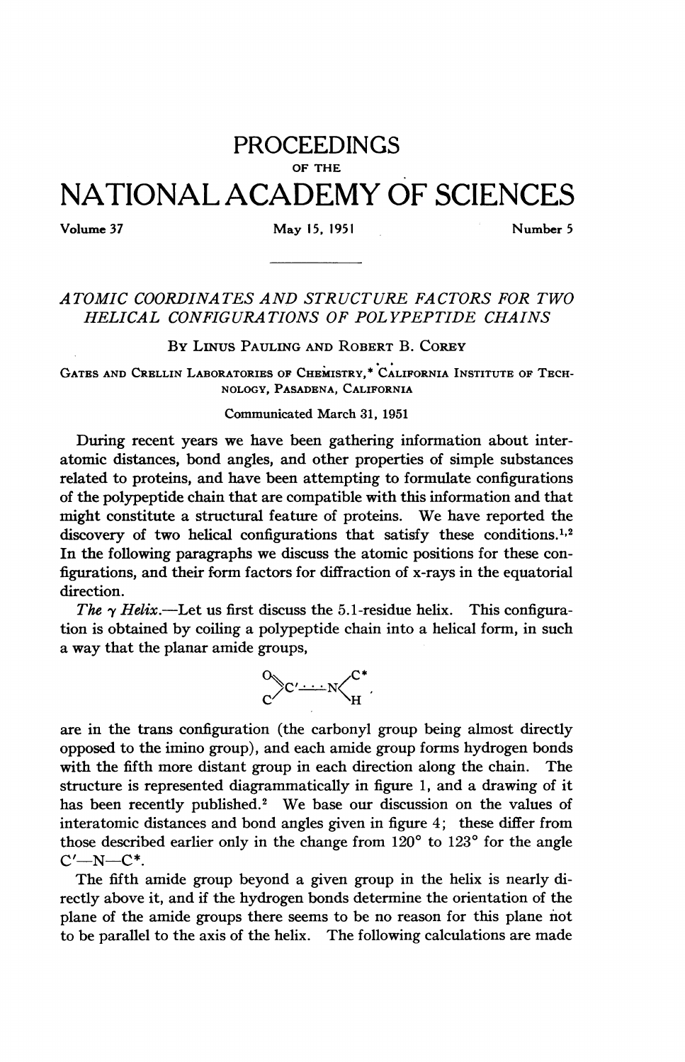# PROCEEDINGS
### OF THE
# NATIONAL ACADEMY OF SCIENCES

Volume 37 | May 15, 1951 | Number 5

---

## *ATOMIC COORDINATES AND STRUCTURE FACTORS FOR TWO HELICAL CONFIGURATIONS OF POLYPEPTIDE CHAINS*

By Linus Pauling and Robert B. Corey

Gates and Crellin Laboratories of Chemistry,* California Institute of Technology, Pasadena, California

Communicated March 31, 1951

During recent years we have been gathering information about interatomic distances, bond angles, and other properties of simple substances related to proteins, and have been attempting to formulate configurations of the polypeptide chain that are compatible with this information and that might constitute a structural feature of proteins. We have reported the discovery of two helical configurations that satisfy these conditions.[1,2] In the following paragraphs we discuss the atomic positions for these configurations, and their form factors for diffraction of x-rays in the equatorial direction.

*The γ Helix.*—Let us first discuss the 5.1-residue helix. This configuration is obtained by coiling a polypeptide chain into a helical form, in such a way that the planar amide groups,

$$\begin{matrix} O & & & & C^* \\ & \searrow C' & \cdots & N \swarrow & \\ C & & & & H \end{matrix},$$

are in the trans configuration (the carbonyl group being almost directly opposed to the imino group), and each amide group forms hydrogen bonds with the fifth more distant group in each direction along the chain. The structure is represented diagrammatically in figure 1, and a drawing of it has been recently published.[2] We base our discussion on the values of interatomic distances and bond angles given in figure 4; these differ from those described earlier only in the change from 120° to 123° for the angle C′—N—C*.

The fifth amide group beyond a given group in the helix is nearly directly above it, and if the hydrogen bonds determine the orientation of the plane of the amide groups there seems to be no reason for this plane not to be parallel to the axis of the helix. The following calculations are made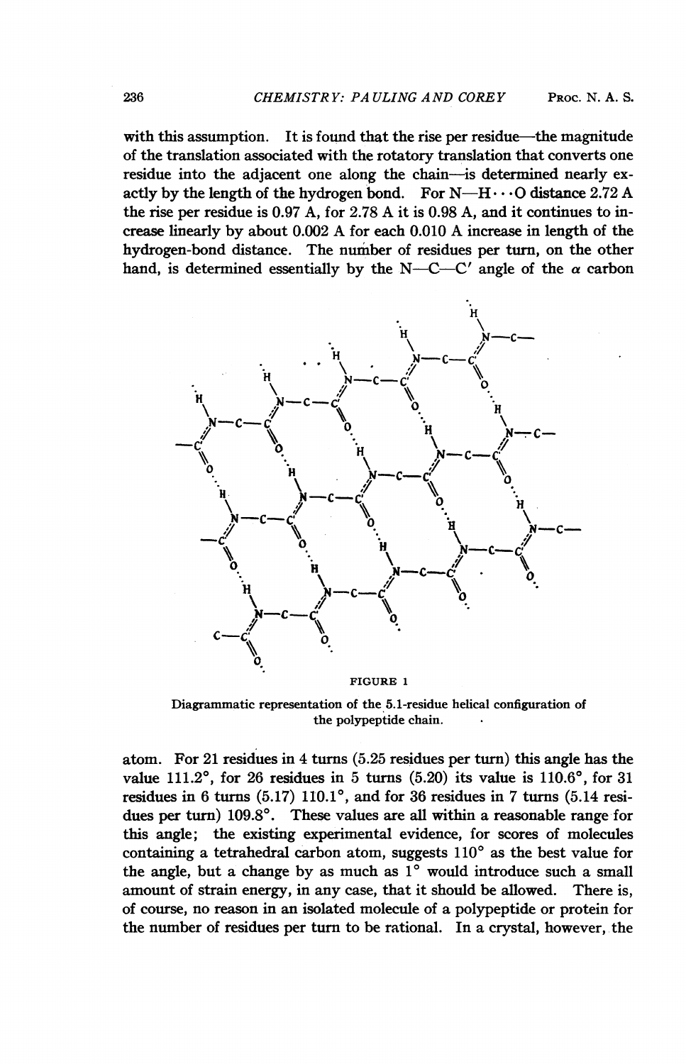with this assumption. It is found that the rise per residue—the magnitude of the translation associated with the rotatory translation that converts one residue into the adjacent one along the chain—is determined nearly exactly by the length of the hydrogen bond. For N—H···O distance 2.72 A the rise per residue is 0.97 A, for 2.78 A it is 0.98 A, and it continues to increase linearly by about 0.002 A for each 0.010 A increase in length of the hydrogen-bond distance. The number of residues per turn, on the other hand, is determined essentially by the N—C—C′ angle of the $\alpha$ carbon atom. For 21 residues in 4 turns (5.25 residues per turn) this angle has the value 111.2°, for 26 residues in 5 turns (5.20) its value is 110.6°, for 31 residues in 6 turns (5.17) 110.1°, and for 36 residues in 7 turns (5.14 residues per turn) 109.8°. These values are all within a reasonable range for this angle; the existing experimental evidence, for scores of molecules containing a tetrahedral carbon atom, suggests 110° as the best value for the angle, but a change by as much as 1° would introduce such a small amount of strain energy, in any case, that it should be allowed. There is, of course, no reason in an isolated molecule of a polypeptide or protein for the number of residues per turn to be rational. In a crystal, however, the

FIGURE 1

Diagrammatic representation of the 5.1-residue helical configuration of the polypeptide chain.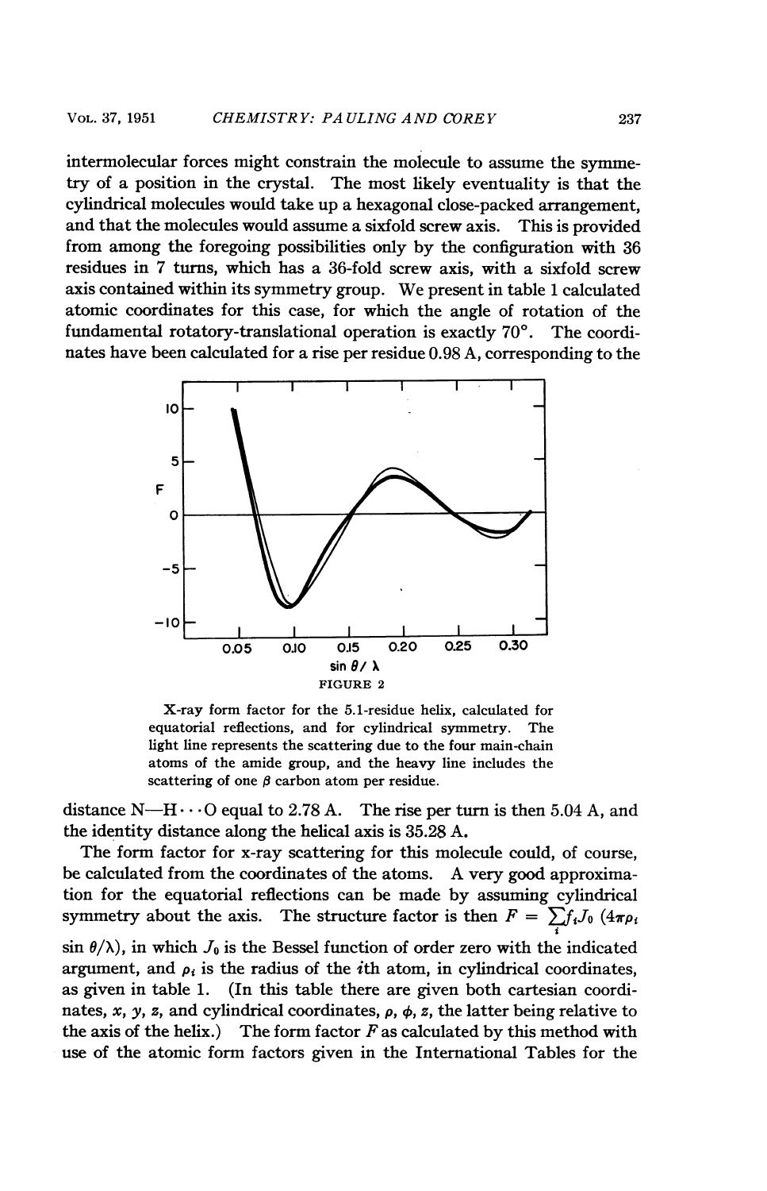intermolecular forces might constrain the molecule to assume the symmetry of a position in the crystal. The most likely eventuality is that the cylindrical molecules would take up a hexagonal close-packed arrangement, and that the molecules would assume a sixfold screw axis. This is provided from among the foregoing possibilities only by the configuration with 36 residues in 7 turns, which has a 36-fold screw axis, with a sixfold screw axis contained within its symmetry group. We present in table 1 calculated atomic coordinates for this case, for which the angle of rotation of the fundamental rotatory-translational operation is exactly 70°. The coordinates have been calculated for a rise per residue 0.98 A, corresponding to the distance N—H···O equal to 2.78 A. The rise per turn is then 5.04 A, and the identity distance along the helical axis is 35.28 A.

FIGURE 2

X-ray form factor for the 5.1-residue helix, calculated for equatorial reflections, and for cylindrical symmetry. The light line represents the scattering due to the four main-chain atoms of the amide group, and the heavy line includes the scattering of one $\beta$ carbon atom per residue.

The form factor for x-ray scattering for this molecule could, of course, be calculated from the coordinates of the atoms. A very good approximation for the equatorial reflections can be made by assuming cylindrical symmetry about the axis. The structure factor is then $F = \sum_i f_i J_0 (4\pi\rho_i \sin \theta/\lambda)$, in which $J_0$ is the Bessel function of order zero with the indicated argument, and $\rho_i$ is the radius of the $i$th atom, in cylindrical coordinates, as given in table 1. (In this table there are given both cartesian coordinates, $x$, $y$, $z$, and cylindrical coordinates, $\rho$, $\phi$, $z$, the latter being relative to the axis of the helix.) The form factor $F$ as calculated by this method with use of the atomic form factors given in the International Tables for the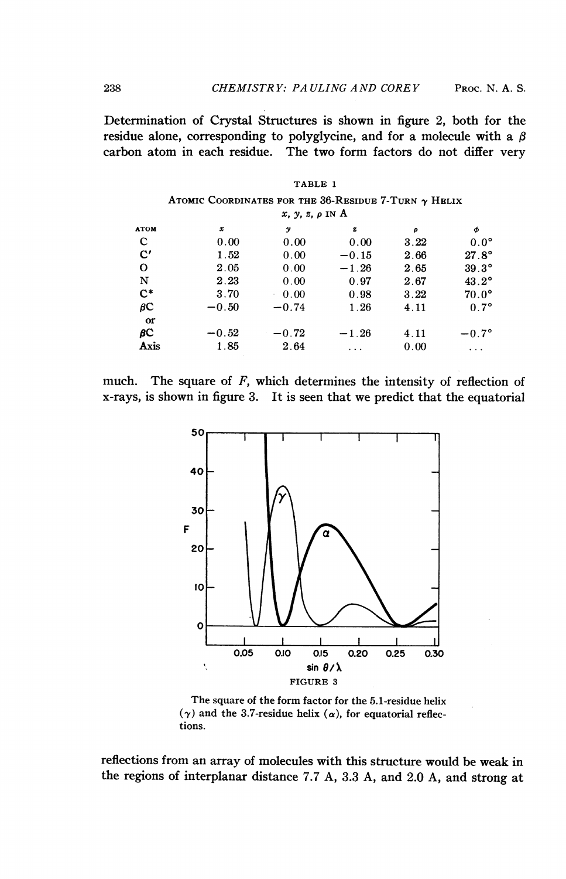Determination of Crystal Structures is shown in figure 2, both for the residue alone, corresponding to polyglycine, and for a molecule with a $\beta$ carbon atom in each residue. The two form factors do not differ very

TABLE 1

Atomic Coordinates for the 36-Residue 7-Turn $\gamma$ Helix

$x, y, z, \rho$ in A

| Atom | $x$ | $y$ | $z$ | $\rho$ | $\phi$ |
|---|---|---|---|---|---|
| C | 0.00 | 0.00 | 0.00 | 3.22 | 0.0° |
| C′ | 1.52 | 0.00 | −0.15 | 2.66 | 27.8° |
| O | 2.05 | 0.00 | −1.26 | 2.65 | 39.3° |
| N | 2.23 | 0.00 | 0.97 | 2.67 | 43.2° |
| C* | 3.70 | 0.00 | 0.98 | 3.22 | 70.0° |
| $\beta$C | −0.50 | −0.74 | 1.26 | 4.11 | 0.7° |
| or | | | | | |
| $\beta$C | −0.52 | −0.72 | −1.26 | 4.11 | −0.7° |
| Axis | 1.85 | 2.64 | ... | 0.00 | ... |

much. The square of $F$, which determines the intensity of reflection of x-rays, is shown in figure 3. It is seen that we predict that the equatorial

FIGURE 3

The square of the form factor for the 5.1-residue helix ($\gamma$) and the 3.7-residue helix ($\alpha$), for equatorial reflections.

reflections from an array of molecules with this structure would be weak in the regions of interplanar distance 7.7 A, 3.3 A, and 2.0 A, and strong at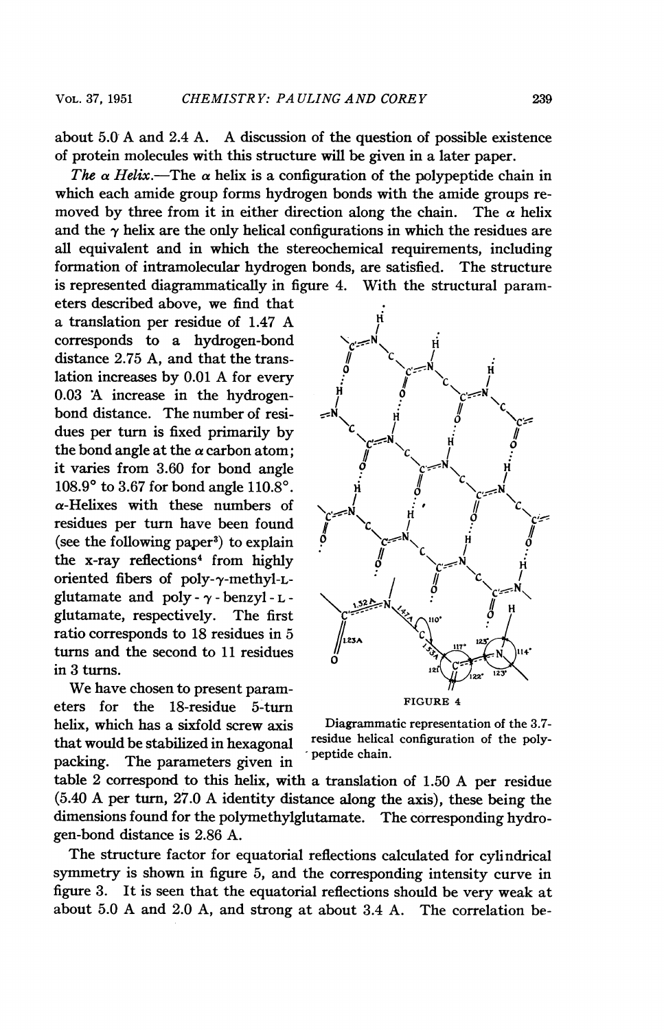about 5.0 A and 2.4 A. A discussion of the question of possible existence of protein molecules with this structure will be given in a later paper.

*The α Helix.*—The α helix is a configuration of the polypeptide chain in which each amide group forms hydrogen bonds with the amide groups removed by three from it in either direction along the chain. The α helix and the γ helix are the only helical configurations in which the residues are all equivalent and in which the stereochemical requirements, including formation of intramolecular hydrogen bonds, are satisfied. The structure is represented diagrammatically in figure 4. With the structural parameters described above, we find that a translation per residue of 1.47 A corresponds to a hydrogen-bond distance 2.75 A, and that the translation increases by 0.01 A for every 0.03 A increase in the hydrogen-bond distance. The number of residues per turn is fixed primarily by the bond angle at the α carbon atom; it varies from 3.60 for bond angle 108.9° to 3.67 for bond angle 110.8°. α-Helixes with these numbers of residues per turn have been found (see the following paper[3]) to explain the x-ray reflections[4] from highly oriented fibers of poly-γ-methyl-L-glutamate and poly-γ-benzyl-L-glutamate, respectively. The first ratio corresponds to 18 residues in 5 turns and the second to 11 residues in 3 turns.

FIGURE 4

Diagrammatic representation of the 3.7-residue helical configuration of the polypeptide chain.

We have chosen to present parameters for the 18-residue 5-turn helix, which has a sixfold screw axis that would be stabilized in hexagonal packing. The parameters given in table 2 correspond to this helix, with a translation of 1.50 A per residue (5.40 A per turn, 27.0 A identity distance along the axis), these being the dimensions found for the polymethylglutamate. The corresponding hydrogen-bond distance is 2.86 A.

The structure factor for equatorial reflections calculated for cylindrical symmetry is shown in figure 5, and the corresponding intensity curve in figure 3. It is seen that the equatorial reflections should be very weak at about 5.0 A and 2.0 A, and strong at about 3.4 A. The correlation be-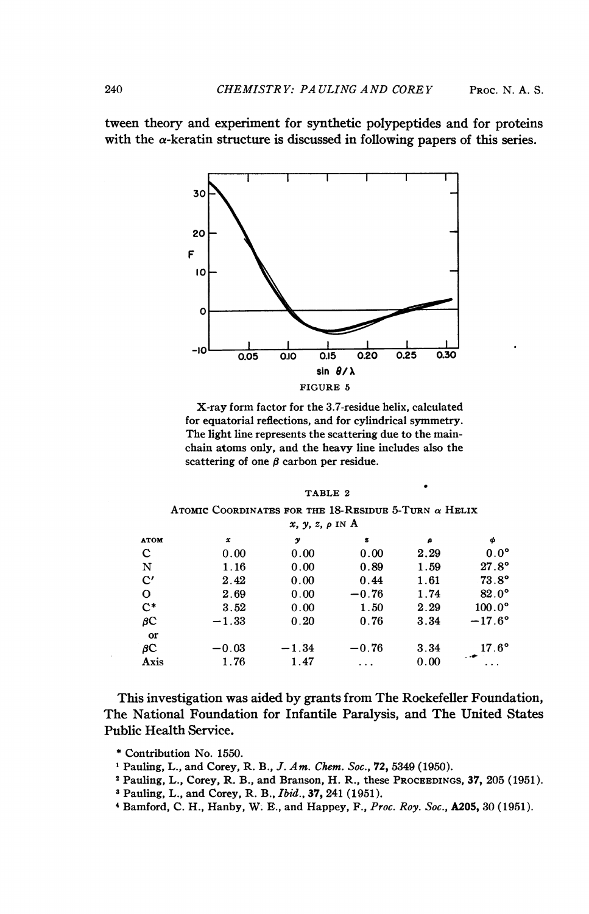tween theory and experiment for synthetic polypeptides and for proteins with the α-keratin structure is discussed in following papers of this series.

30
20
F
10
0
-10
0.05 0.10 0.15 0.20 0.25 0.30
sin θ/λ

FIGURE 5

X-ray form factor for the 3.7-residue helix, calculated for equatorial reflections, and for cylindrical symmetry. The light line represents the scattering due to the main-chain atoms only, and the heavy line includes also the scattering of one β carbon per residue.

TABLE 2

ATOMIC COORDINATES FOR THE 18-RESIDUE 5-TURN α HELIX

$x$, $y$, $z$, $\rho$ IN A

| ATOM | $x$ | $y$ | $z$ | $\rho$ | $\phi$ |
|---|---|---|---|---|---|
| C | 0.00 | 0.00 | 0.00 | 2.29 | 0.0° |
| N | 1.16 | 0.00 | 0.89 | 1.59 | 27.8° |
| C′ | 2.42 | 0.00 | 0.44 | 1.61 | 73.8° |
| O | 2.69 | 0.00 | −0.76 | 1.74 | 82.0° |
| C* | 3.52 | 0.00 | 1.50 | 2.29 | 100.0° |
| βC | −1.33 | 0.20 | 0.76 | 3.34 | −17.6° |
| or | | | | | |
| βC | −0.03 | −1.34 | −0.76 | 3.34 | 17.6° |
| Axis | 1.76 | 1.47 | ... | 0.00 | ... |

This investigation was aided by grants from The Rockefeller Foundation, The National Foundation for Infantile Paralysis, and The United States Public Health Service.

\* Contribution No. 1550.

[1] Pauling, L., and Corey, R. B., *J. Am. Chem. Soc.*, **72**, 5349 (1950).

[2] Pauling, L., Corey, R. B., and Branson, H. R., these PROCEEDINGS, **37**, 205 (1951).

[3] Pauling, L., and Corey, R. B., *Ibid.*, **37**, 241 (1951).

[4] Bamford, C. H., Hanby, W. E., and Happey, F., *Proc. Roy. Soc.*, **A205**, 30 (1951).